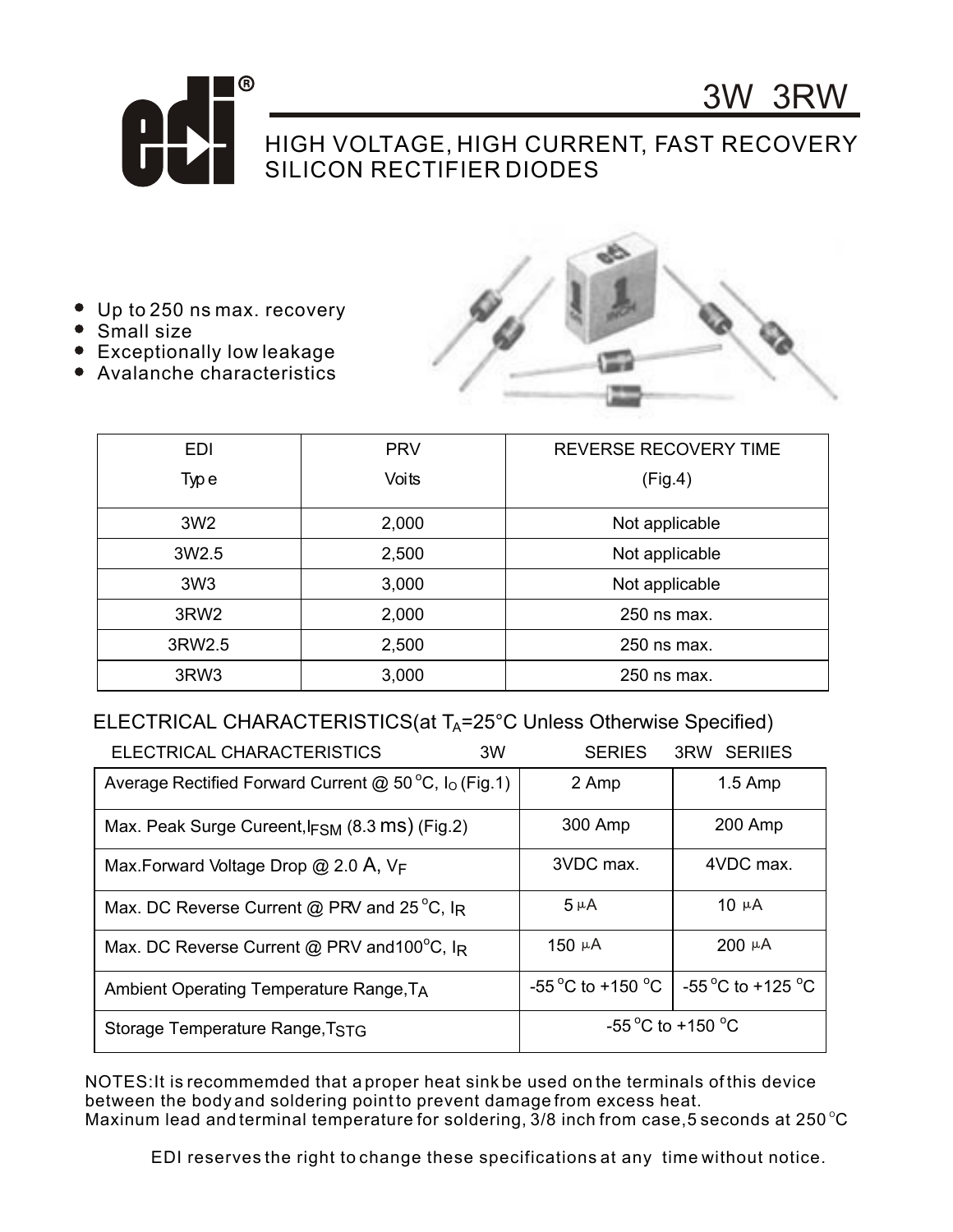# 3W 3RW

## HIGH VOLTAGE, HIGH CURRENT, FAST RECOVERY SILICON RECTIFIER DIODES

- Up to 250 ns max. recovery
- Small size
- Exceptionally low leakage
- Avalanche characteristics

| EDI Type | PRV Voits | REVERSE RECOVERY TIME (Fig.4) |
|---|---|---|
| 3W2 | 2,000 | Not applicable |
| 3W2.5 | 2,500 | Not applicable |
| 3W3 | 3,000 | Not applicable |
| 3RW2 | 2,000 | 250 ns max. |
| 3RW2.5 | 2,500 | 250 ns max. |
| 3RW3 | 3,000 | 250 ns max. |

### ELECTRICAL CHARACTERISTICS(at $T_A$=25°C Unless Otherwise Specified)

| ELECTRICAL CHARACTERISTICS | 3W SERIES | 3RW SERIIES |
|---|---|---|
| Average Rectified Forward Current @ 50 °C, $I_O$ (Fig.1) | 2 Amp | 1.5 Amp |
| Max. Peak Surge Cureent, $I_{FSM}$ (8.3 ms) (Fig.2) | 300 Amp | 200 Amp |
| Max.Forward Voltage Drop @ 2.0 A, $V_F$ | 3VDC max. | 4VDC max. |
| Max. DC Reverse Current @ PRV and 25 °C, $I_R$ | 5 μA | 10 μA |
| Max. DC Reverse Current @ PRV and100°C, $I_R$ | 150 μA | 200 μA |
| Ambient Operating Temperature Range, $T_A$ | -55 °C to +150 °C | -55 °C to +125 °C |
| Storage Temperature Range, $T_{STG}$ | -55 °C to +150 °C | |

NOTES:It is recommemded that a proper heat sink be used on the terminals of this device between the body and soldering point to prevent damage from excess heat.
Maxinum lead and terminal temperature for soldering, 3/8 inch from case, 5 seconds at 250 °C

EDI reserves the right to change these specifications at any time without notice.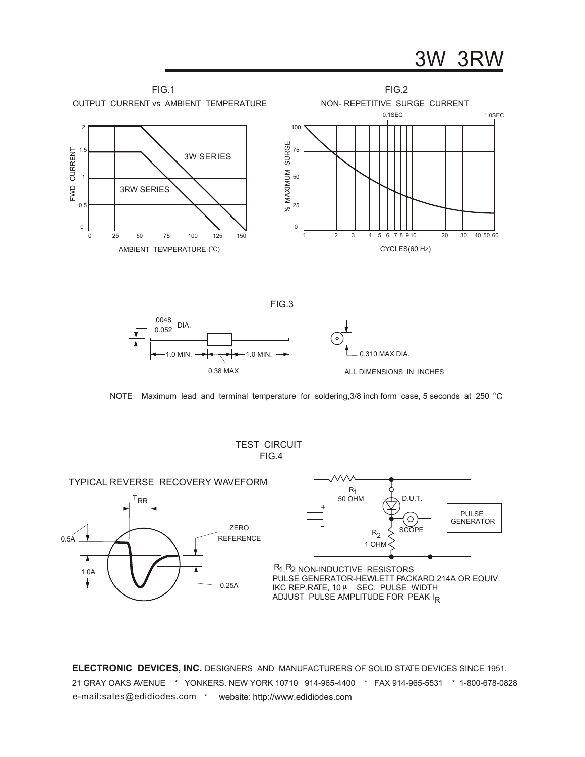# 3W 3RW

FIG.1

OUTPUT CURRENT vs AMBIENT TEMPERATURE

FWD CURRENT

2

1.5

1

0.5

0

0 25 50 75 100 125 150

AMBIENT TEMPERATURE (°C)

3W SERIES

3RW SERIES

FIG.2

NON- REPETITIVE SURGE CURRENT

0.1SEC

1.0SEC

% MAXIMUM SURGE

100

75

50

25

0

1 2 3 4 5 6 7 8 9 10 20 30 40 50 60

CYCLES(60 Hz)

FIG.3

.0048 / 0.052 DIA.

1.0 MIN.

1.0 MIN.

0.38 MAX

0.310 MAX.DIA.

ALL DIMENSIONS IN INCHES

NOTE Maximum lead and terminal temperature for soldering,3/8 inch form case, 5 seconds at 250 °C

TEST CIRCUIT

FIG.4

TYPICAL REVERSE RECOVERY WAVEFORM

$T_{RR}$

0.5A

1.0A

ZERO REFERENCE

0.25A

$R_1$ 50 OHM

D.U.T.

+

-

SCOPE

$R_2$ 1 OHM

PULSE GENERATOR

$R_1$, $R_2$ NON-INDUCTIVE RESISTORS

PULSE GENERATOR-HEWLETT PACKARD 214A OR EQUIV.

IKC REP.RATE, 10 μ SEC. PULSE WIDTH

ADJUST PULSE AMPLITUDE FOR PEAK $I_R$

**ELECTRONIC DEVICES, INC.** DESIGNERS AND MANUFACTURERS OF SOLID STATE DEVICES SINCE 1951.

21 GRAY OAKS AVENUE * YONKERS. NEW YORK 10710 914-965-4400 * FAX 914-965-5531 * 1-800-678-0828

e-mail:sales@edidiodes.com * website: http://www.edidiodes.com